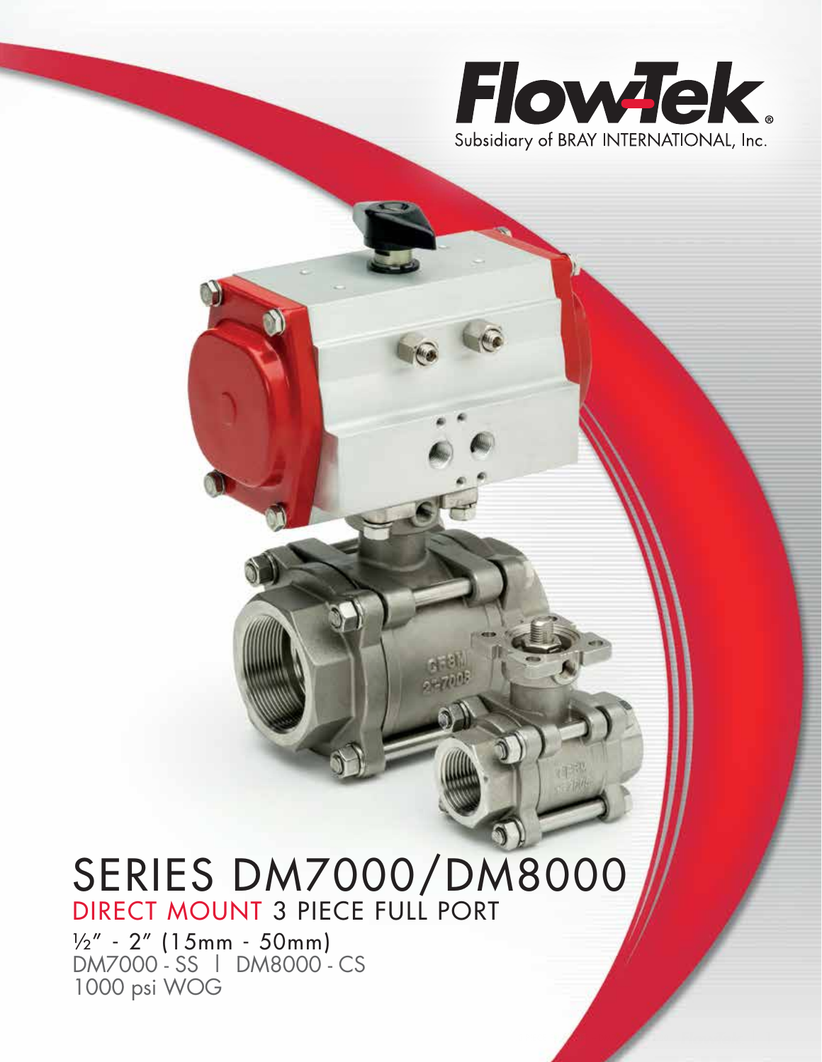Flow-Tek®
Subsidiary of BRAY INTERNATIONAL, Inc.

# SERIES DM7000/DM8000

## DIRECT MOUNT 3 PIECE FULL PORT

½" - 2" (15mm - 50mm)

DM7000 - SS | DM8000 - CS

1000 psi WOG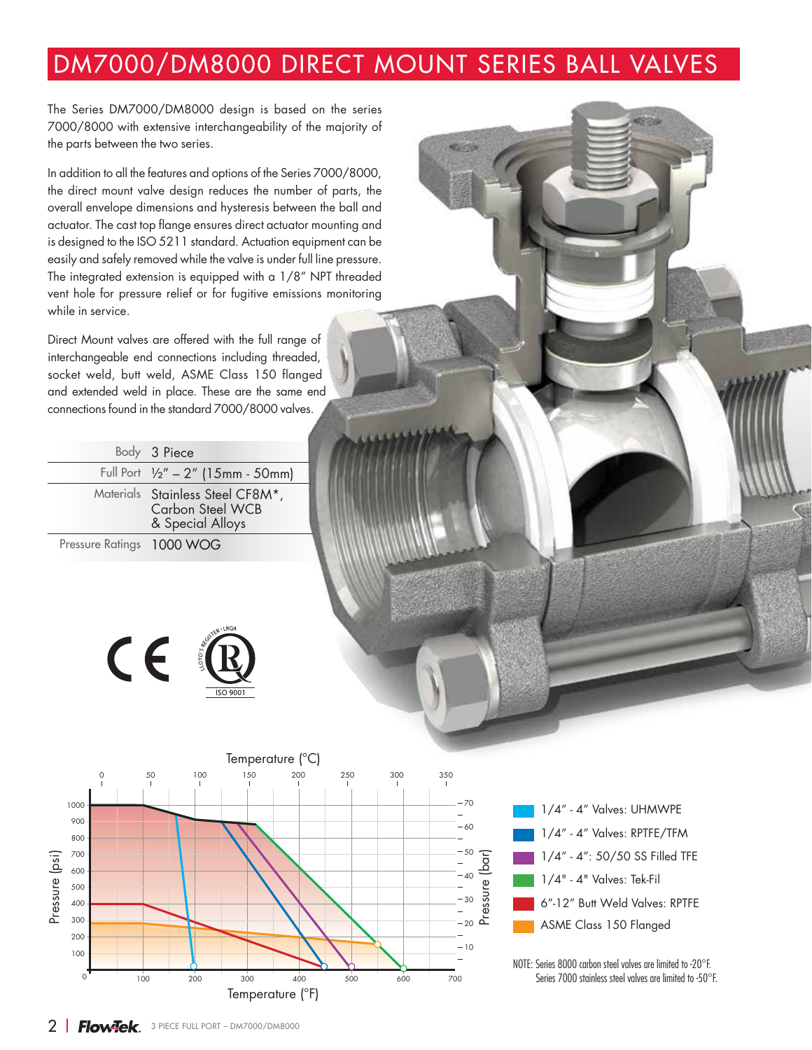# DM7000/DM8000 DIRECT MOUNT SERIES BALL VALVES

The Series DM7000/DM8000 design is based on the series 7000/8000 with extensive interchangeability of the majority of the parts between the two series.

In addition to all the features and options of the Series 7000/8000, the direct mount valve design reduces the number of parts, the overall envelope dimensions and hysteresis between the ball and actuator. The cast top flange ensures direct actuator mounting and is designed to the ISO 5211 standard. Actuation equipment can be easily and safely removed while the valve is under full line pressure. The integrated extension is equipped with a 1/8" NPT threaded vent hole for pressure relief or for fugitive emissions monitoring while in service.

Direct Mount valves are offered with the full range of interchangeable end connections including threaded, socket weld, butt weld, ASME Class 150 flanged and extended weld in place. These are the same end connections found in the standard 7000/8000 valves.

| | |
|---|---|
| Body | 3 Piece |
| Full Port | ½" – 2" (15mm - 50mm) |
| Materials | Stainless Steel CF8M*, Carbon Steel WCB & Special Alloys |
| Pressure Ratings | 1000 WOG |

CE

LLOYD'S REGISTER • LRQA ISO 9001

Temperature (°C)

Pressure (psi) / Pressure (bar)

Temperature (°F)

- 1/4" - 4" Valves: UHMWPE
- 1/4" - 4" Valves: RPTFE/TFM
- 1/4" - 4": 50/50 SS Filled TFE
- 1/4" - 4" Valves: Tek-Fil
- 6"-12" Butt Weld Valves: RPTFE
- ASME Class 150 Flanged

NOTE: Series 8000 carbon steel valves are limited to -20°F.
Series 7000 stainless steel valves are limited to -50°F.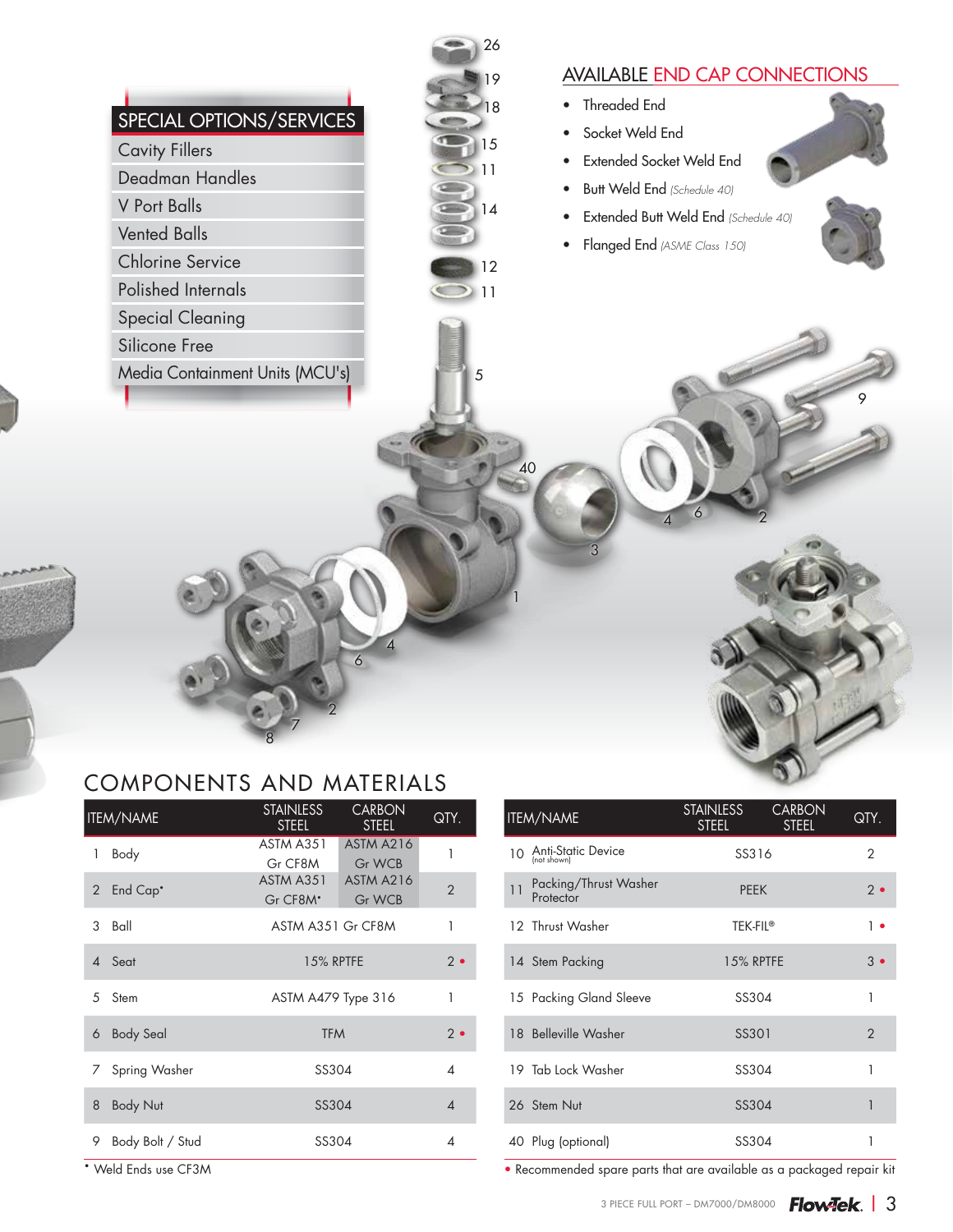## SPECIAL OPTIONS/SERVICES

- Cavity Fillers
- Deadman Handles
- V Port Balls
- Vented Balls
- Chlorine Service
- Polished Internals
- Special Cleaning
- Silicone Free
- Media Containment Units (MCU's)

## AVAILABLE END CAP CONNECTIONS

- Threaded End
- Socket Weld End
- Extended Socket Weld End
- Butt Weld End *(Schedule 40)*
- Extended Butt Weld End *(Schedule 40)*
- Flanged End *(ASME Class 150)*

## COMPONENTS AND MATERIALS

| ITEM/NAME | STAINLESS STEEL | CARBON STEEL | QTY. |
|---|---|---|---|
| 1 Body | ASTM A351 Gr CF8M | ASTM A216 Gr WCB | 1 |
| 2 End Cap* | ASTM A351 Gr CF8M* | ASTM A216 Gr WCB | 2 |
| 3 Ball | ASTM A351 Gr CF8M | | 1 |
| 4 Seat | 15% RPTFE | | 2 • |
| 5 Stem | ASTM A479 Type 316 | | 1 |
| 6 Body Seal | TFM | | 2 • |
| 7 Spring Washer | SS304 | | 4 |
| 8 Body Nut | SS304 | | 4 |
| 9 Body Bolt / Stud | SS304 | | 4 |

* Weld Ends use CF3M

| ITEM/NAME | STAINLESS STEEL | CARBON STEEL | QTY. |
|---|---|---|---|
| 10 Anti-Static Device (not shown) | SS316 | | 2 |
| 11 Packing/Thrust Washer Protector | PEEK | | 2 • |
| 12 Thrust Washer | TEK-FIL® | | 1 • |
| 14 Stem Packing | 15% RPTFE | | 3 • |
| 15 Packing Gland Sleeve | SS304 | | 1 |
| 18 Belleville Washer | SS301 | | 2 |
| 19 Tab Lock Washer | SS304 | | 1 |
| 26 Stem Nut | SS304 | | 1 |
| 40 Plug (optional) | SS304 | | 1 |

• Recommended spare parts that are available as a packaged repair kit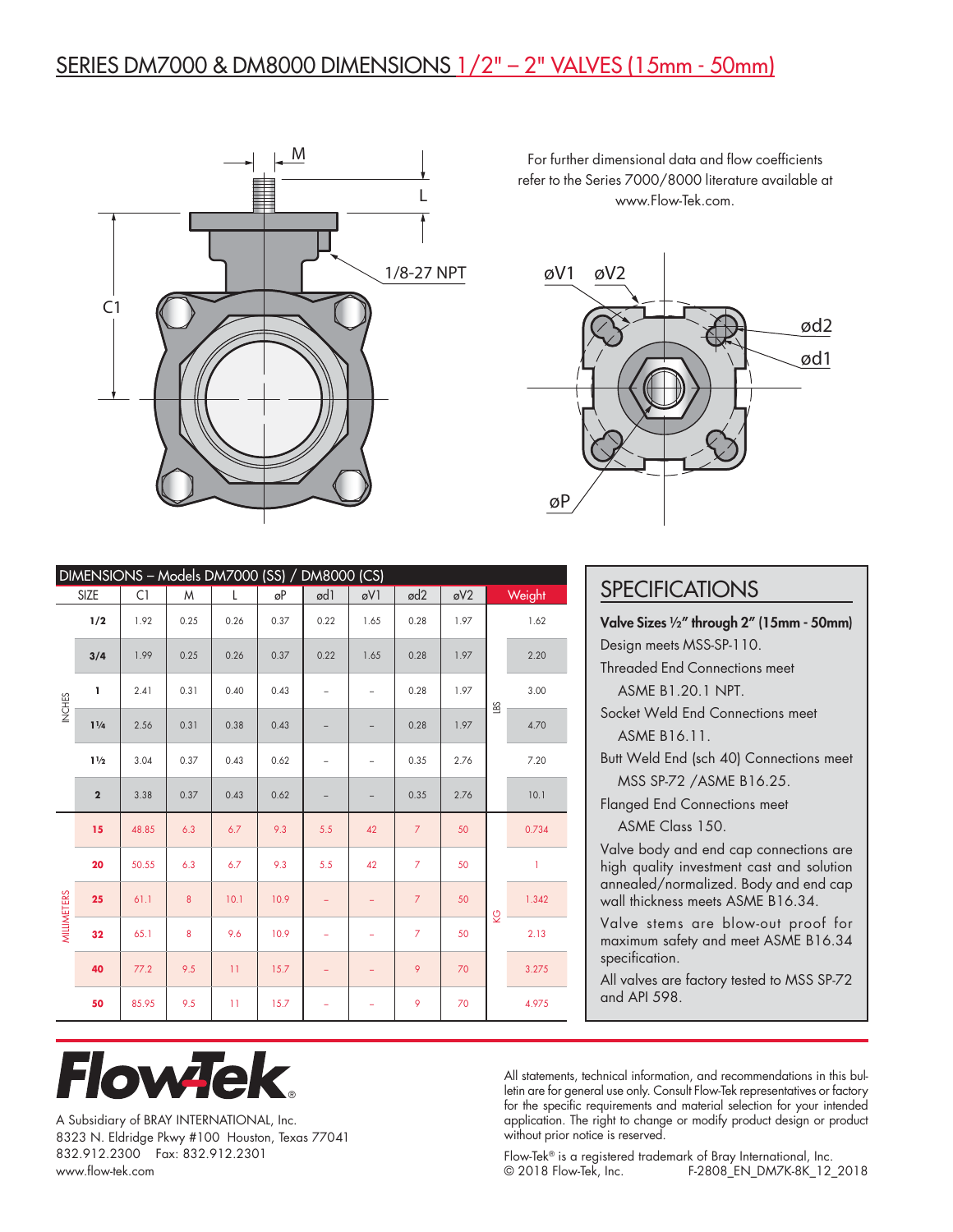# SERIES DM7000 & DM8000 DIMENSIONS 1/2" – 2" VALVES (15mm - 50mm)

M

L

1/8-27 NPT

C1

For further dimensional data and flow coefficients refer to the Series 7000/8000 literature available at www.Flow-Tek.com.

øV1 øV2

ød2

ød1

øP

**DIMENSIONS – Models DM7000 (SS) / DM8000 (CS)**

| | SIZE | C1 | M | L | øP | ød1 | øV1 | ød2 | øV2 | | Weight |
|---|---|---|---|---|---|---|---|---|---|---|---|
| INCHES | 1/2 | 1.92 | 0.25 | 0.26 | 0.37 | 0.22 | 1.65 | 0.28 | 1.97 | LBS | 1.62 |
| | 3/4 | 1.99 | 0.25 | 0.26 | 0.37 | 0.22 | 1.65 | 0.28 | 1.97 | | 2.20 |
| | 1 | 2.41 | 0.31 | 0.40 | 0.43 | – | – | 0.28 | 1.97 | | 3.00 |
| | 1¼ | 2.56 | 0.31 | 0.38 | 0.43 | – | – | 0.28 | 1.97 | | 4.70 |
| | 1½ | 3.04 | 0.37 | 0.43 | 0.62 | – | – | 0.35 | 2.76 | | 7.20 |
| | 2 | 3.38 | 0.37 | 0.43 | 0.62 | – | – | 0.35 | 2.76 | | 10.1 |
| MILLIMETERS | 15 | 48.85 | 6.3 | 6.7 | 9.3 | 5.5 | 42 | 7 | 50 | KG | 0.734 |
| | 20 | 50.55 | 6.3 | 6.7 | 9.3 | 5.5 | 42 | 7 | 50 | | 1 |
| | 25 | 61.1 | 8 | 10.1 | 10.9 | – | – | 7 | 50 | | 1.342 |
| | 32 | 65.1 | 8 | 9.6 | 10.9 | – | – | 7 | 50 | | 2.13 |
| | 40 | 77.2 | 9.5 | 11 | 15.7 | – | – | 9 | 70 | | 3.275 |
| | 50 | 85.95 | 9.5 | 11 | 15.7 | – | – | 9 | 70 | | 4.975 |

## SPECIFICATIONS

**Valve Sizes ½" through 2" (15mm - 50mm)**

Design meets MSS-SP-110.

Threaded End Connections meet ASME B1.20.1 NPT.

Socket Weld End Connections meet ASME B16.11.

Butt Weld End (sch 40) Connections meet MSS SP-72 /ASME B16.25.

Flanged End Connections meet ASME Class 150.

Valve body and end cap connections are high quality investment cast and solution annealed/normalized. Body and end cap wall thickness meets ASME B16.34.

Valve stems are blow-out proof for maximum safety and meet ASME B16.34 specification.

All valves are factory tested to MSS SP-72 and API 598.

**Flow-Tek®**

A Subsidiary of BRAY INTERNATIONAL, Inc.
8323 N. Eldridge Pkwy #100 Houston, Texas 77041
832.912.2300 Fax: 832.912.2301
www.flow-tek.com

All statements, technical information, and recommendations in this bulletin are for general use only. Consult Flow-Tek representatives or factory for the specific requirements and material selection for your intended application. The right to change or modify product design or product without prior notice is reserved.

Flow-Tek® is a registered trademark of Bray International, Inc.
© 2018 Flow-Tek, Inc. F-2808_EN_DM7K-8K_12_2018